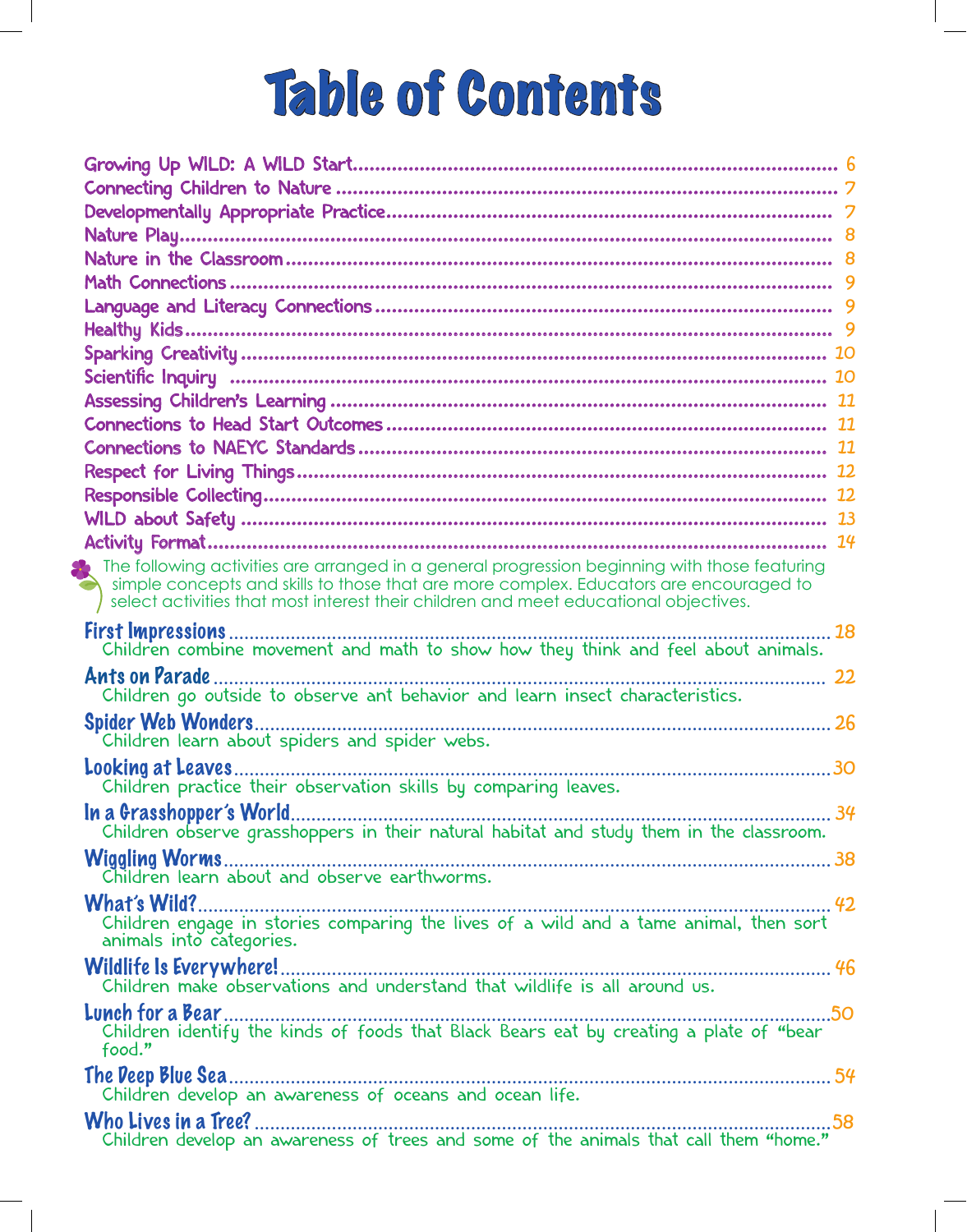# Table of Contents

Growing Up WILD: A WILD Start.................... 6
Connecting Children to Nature.................... 7
Developmentally Appropriate Practice.................... 7
Nature Play.................... 8
Nature in the Classroom.................... 8
Math Connections.................... 9
Language and Literacy Connections.................... 9
Healthy Kids.................... 9
Sparking Creativity.................... 10
Scientific Inquiry.................... 10
Assessing Children's Learning.................... 11
Connections to Head Start Outcomes.................... 11
Connections to NAEYC Standards.................... 11
Respect for Living Things.................... 12
Responsible Collecting.................... 12
WILD about Safety.................... 13
Activity Format.................... 14

The following activities are arranged in a general progression beginning with those featuring simple concepts and skills to those that are more complex. Educators are encouraged to select activities that most interest their children and meet educational objectives.

**First Impressions**.................... 18
Children combine movement and math to show how they think and feel about animals.

**Ants on Parade**.................... 22
Children go outside to observe ant behavior and learn insect characteristics.

**Spider Web Wonders**.................... 26
Children learn about spiders and spider webs.

**Looking at Leaves**.................... 30
Children practice their observation skills by comparing leaves.

**In a Grasshopper's World**.................... 34
Children observe grasshoppers in their natural habitat and study them in the classroom.

**Wiggling Worms**.................... 38
Children learn about and observe earthworms.

**What's Wild?**.................... 42
Children engage in stories comparing the lives of a wild and a tame animal, then sort animals into categories.

**Wildlife Is Everywhere!**.................... 46
Children make observations and understand that wildlife is all around us.

**Lunch for a Bear**.................... 50
Children identify the kinds of foods that Black Bears eat by creating a plate of "bear food."

**The Deep Blue Sea**.................... 54
Children develop an awareness of oceans and ocean life.

**Who Lives in a Tree?**.................... 58
Children develop an awareness of trees and some of the animals that call them "home."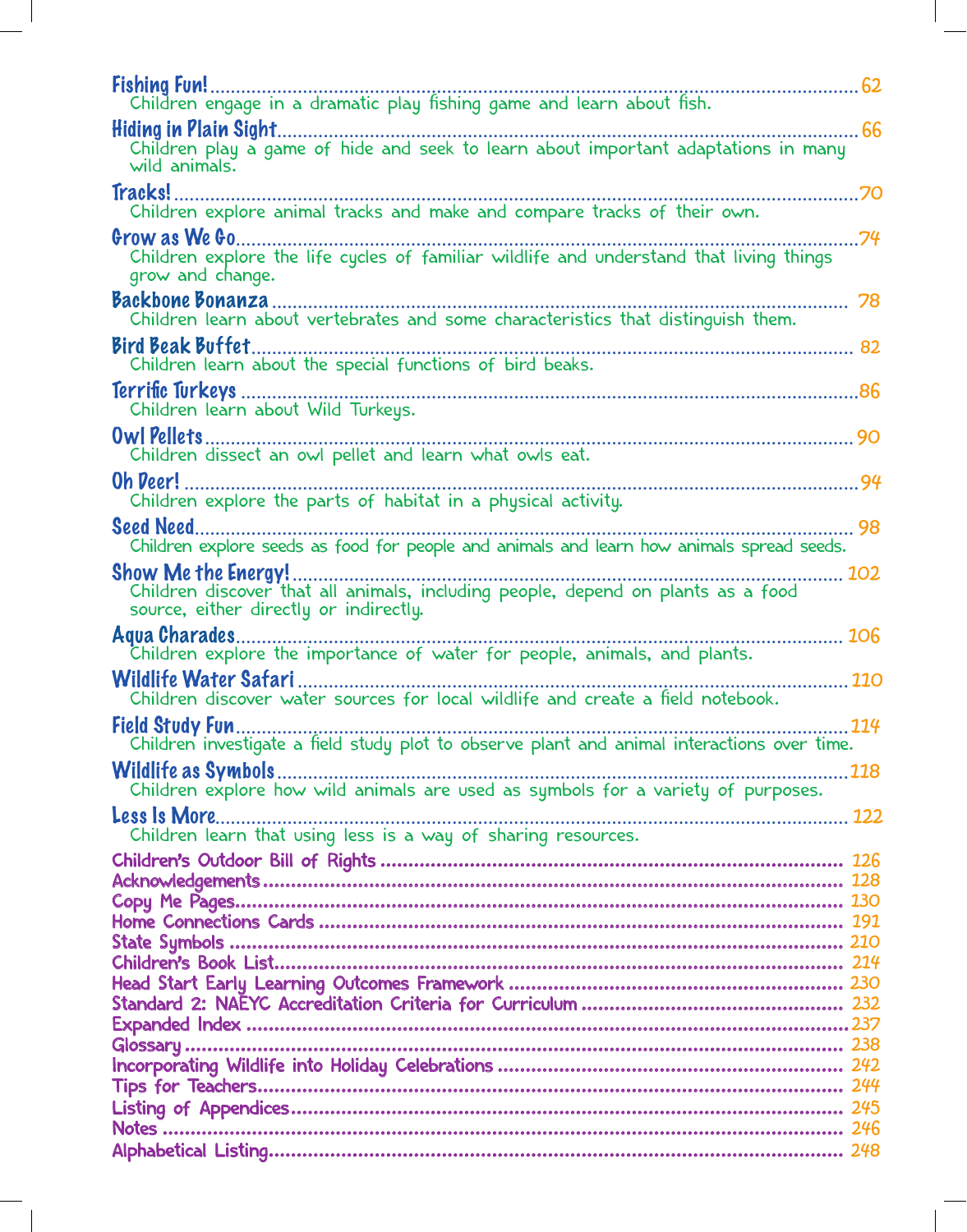**Fishing Fun!** ........................................................................................................................ 62
Children engage in a dramatic play fishing game and learn about fish.

**Hiding in Plain Sight** ........................................................................................................ 66
Children play a game of hide and seek to learn about important adaptations in many wild animals.

**Tracks!** ................................................................................................................................ 70
Children explore animal tracks and make and compare tracks of their own.

**Grow as We Go** ................................................................................................................. 74
Children explore the life cycles of familiar wildlife and understand that living things grow and change.

**Backbone Bonanza** .......................................................................................................... 78
Children learn about vertebrates and some characteristics that distinguish them.

**Bird Beak Buffet** ................................................................................................................ 82
Children learn about the special functions of bird beaks.

**Terrific Turkeys** .................................................................................................................. 86
Children learn about Wild Turkeys.

**Owl Pellets** ........................................................................................................................... 90
Children dissect an owl pellet and learn what owls eat.

**Oh Deer!** ............................................................................................................................... 94
Children explore the parts of habitat in a physical activity.

**Seed Need** ............................................................................................................................ 98
Children explore seeds as food for people and animals and learn how animals spread seeds.

**Show Me the Energy!** ........................................................................................................ 102
Children discover that all animals, including people, depend on plants as a food source, either directly or indirectly.

**Aqua Charades** .................................................................................................................. 106
Children explore the importance of water for people, animals, and plants.

**Wildlife Water Safari** ........................................................................................................ 110
Children discover water sources for local wildlife and create a field notebook.

**Field Study Fun** ................................................................................................................... 114
Children investigate a field study plot to observe plant and animal interactions over time.

**Wildlife as Symbols** ........................................................................................................... 118
Children explore how wild animals are used as symbols for a variety of purposes.

**Less Is More** ........................................................................................................................ 122
Children learn that using less is a way of sharing resources.

Children's Outdoor Bill of Rights .................................................................................... 126
Acknowledgements ........................................................................................................... 128
Copy Me Pages .................................................................................................................... 130
Home Connections Cards ................................................................................................. 191
State Symbols ...................................................................................................................... 210
Children's Book List ........................................................................................................... 214
Head Start Early Learning Outcomes Framework ........................................................ 230
Standard 2: NAEYC Accreditation Criteria for Curriculum ......................................... 232
Expanded Index .................................................................................................................. 237
Glossary ................................................................................................................................ 238
Incorporating Wildlife into Holiday Celebrations ........................................................ 242
Tips for Teachers ................................................................................................................. 244
Listing of Appendices ......................................................................................................... 245
Notes ..................................................................................................................................... 246
Alphabetical Listing ............................................................................................................ 248